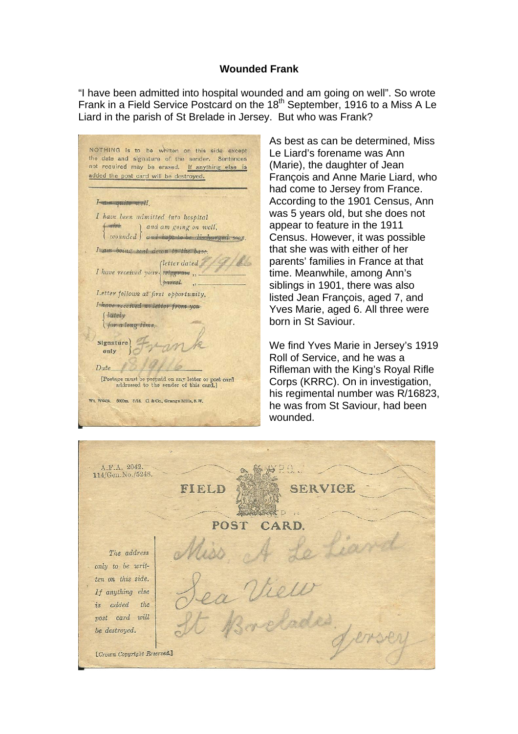# Wounded Frank

"I have been admitted into hospital wounded and am going on well". So wrote Frank in a Field Service Postcard on the 18th September, 1916 to a Miss A Le Liard in the parish of St Brelade in Jersey. But who was Frank?

As best as can be determined, Miss Le Liard's forename was Ann (Marie), the daughter of Jean François and Anne Marie Liard, who had come to Jersey from France. According to the 1901 Census, Ann was 5 years old, but she does not appear to feature in the 1911 Census. However, it was possible that she was with either of her parents' families in France at that time. Meanwhile, among Ann's siblings in 1901, there was also listed Jean François, aged 7, and Yves Marie, aged 6. All three were born in St Saviour.

We find Yves Marie in Jersey's 1919 Roll of Service, and he was a Rifleman with the King's Royal Rifle Corps (KRRC). On in investigation, his regimental number was R/16823, he was from St Saviour, had been wounded.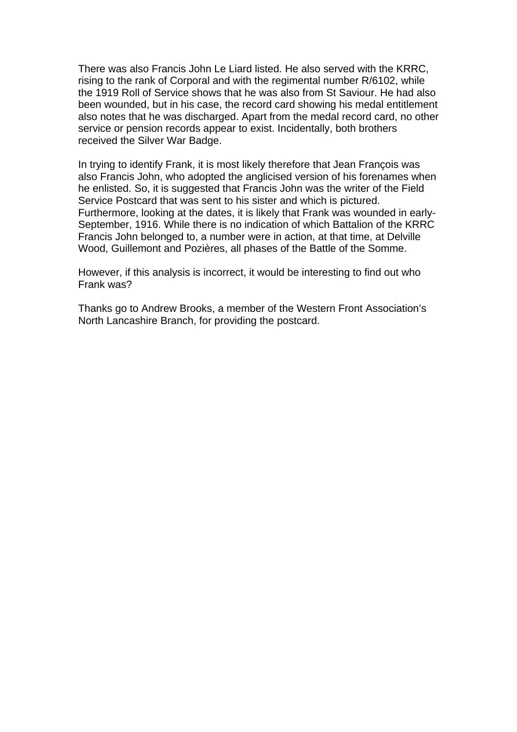There was also Francis John Le Liard listed. He also served with the KRRC, rising to the rank of Corporal and with the regimental number R/6102, while the 1919 Roll of Service shows that he was also from St Saviour. He had also been wounded, but in his case, the record card showing his medal entitlement also notes that he was discharged. Apart from the medal record card, no other service or pension records appear to exist. Incidentally, both brothers received the Silver War Badge.

In trying to identify Frank, it is most likely therefore that Jean François was also Francis John, who adopted the anglicised version of his forenames when he enlisted. So, it is suggested that Francis John was the writer of the Field Service Postcard that was sent to his sister and which is pictured. Furthermore, looking at the dates, it is likely that Frank was wounded in early-September, 1916. While there is no indication of which Battalion of the KRRC Francis John belonged to, a number were in action, at that time, at Delville Wood, Guillemont and Pozières, all phases of the Battle of the Somme.

However, if this analysis is incorrect, it would be interesting to find out who Frank was?

Thanks go to Andrew Brooks, a member of the Western Front Association's North Lancashire Branch, for providing the postcard.